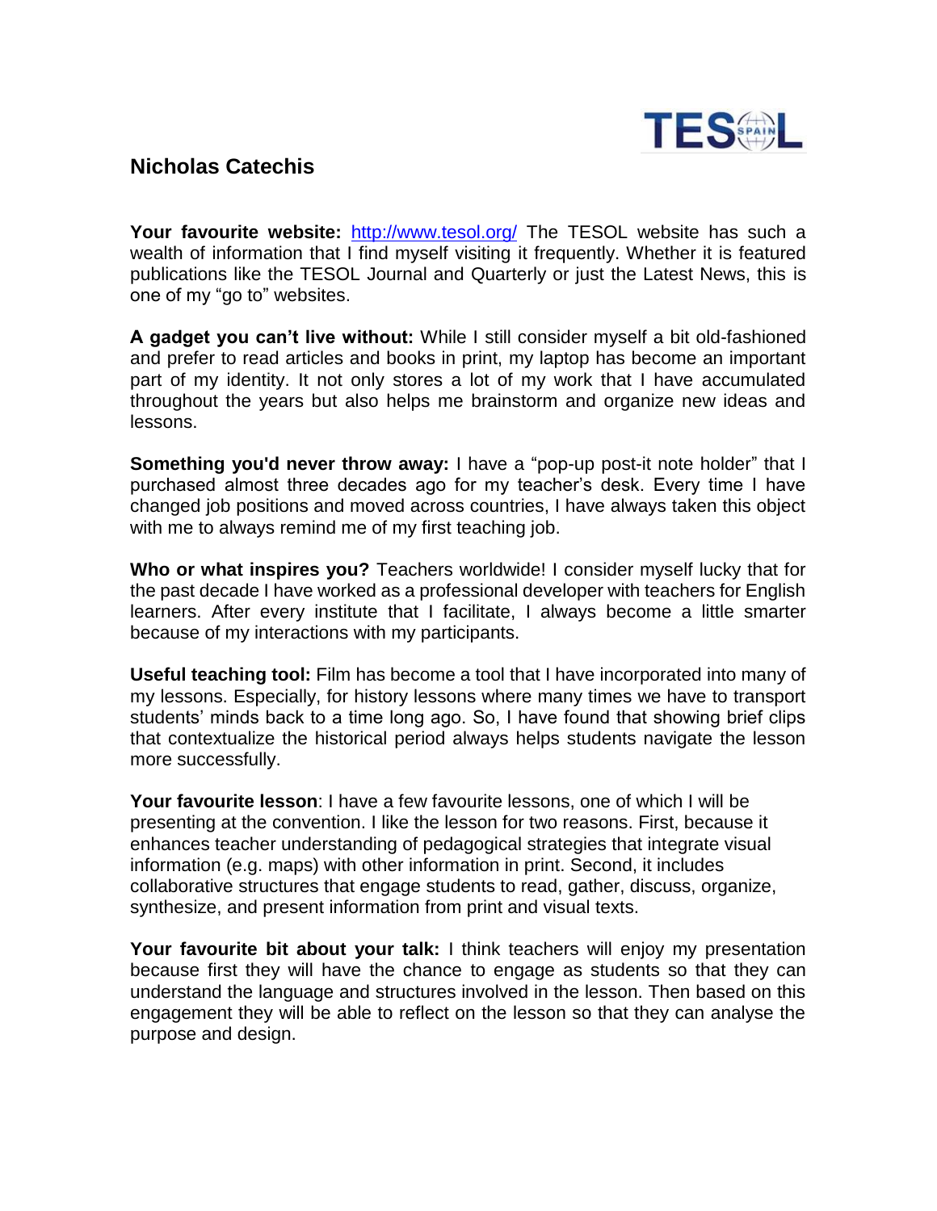TESOL SPAIN

## Nicholas Catechis

**Your favourite website:** http://www.tesol.org/ The TESOL website has such a wealth of information that I find myself visiting it frequently. Whether it is featured publications like the TESOL Journal and Quarterly or just the Latest News, this is one of my "go to" websites.

**A gadget you can't live without:** While I still consider myself a bit old-fashioned and prefer to read articles and books in print, my laptop has become an important part of my identity. It not only stores a lot of my work that I have accumulated throughout the years but also helps me brainstorm and organize new ideas and lessons.

**Something you'd never throw away:** I have a "pop-up post-it note holder" that I purchased almost three decades ago for my teacher's desk. Every time I have changed job positions and moved across countries, I have always taken this object with me to always remind me of my first teaching job.

**Who or what inspires you?** Teachers worldwide! I consider myself lucky that for the past decade I have worked as a professional developer with teachers for English learners. After every institute that I facilitate, I always become a little smarter because of my interactions with my participants.

**Useful teaching tool:** Film has become a tool that I have incorporated into many of my lessons. Especially, for history lessons where many times we have to transport students' minds back to a time long ago. So, I have found that showing brief clips that contextualize the historical period always helps students navigate the lesson more successfully.

**Your favourite lesson**: I have a few favourite lessons, one of which I will be presenting at the convention. I like the lesson for two reasons. First, because it enhances teacher understanding of pedagogical strategies that integrate visual information (e.g. maps) with other information in print. Second, it includes collaborative structures that engage students to read, gather, discuss, organize, synthesize, and present information from print and visual texts.

**Your favourite bit about your talk:** I think teachers will enjoy my presentation because first they will have the chance to engage as students so that they can understand the language and structures involved in the lesson. Then based on this engagement they will be able to reflect on the lesson so that they can analyse the purpose and design.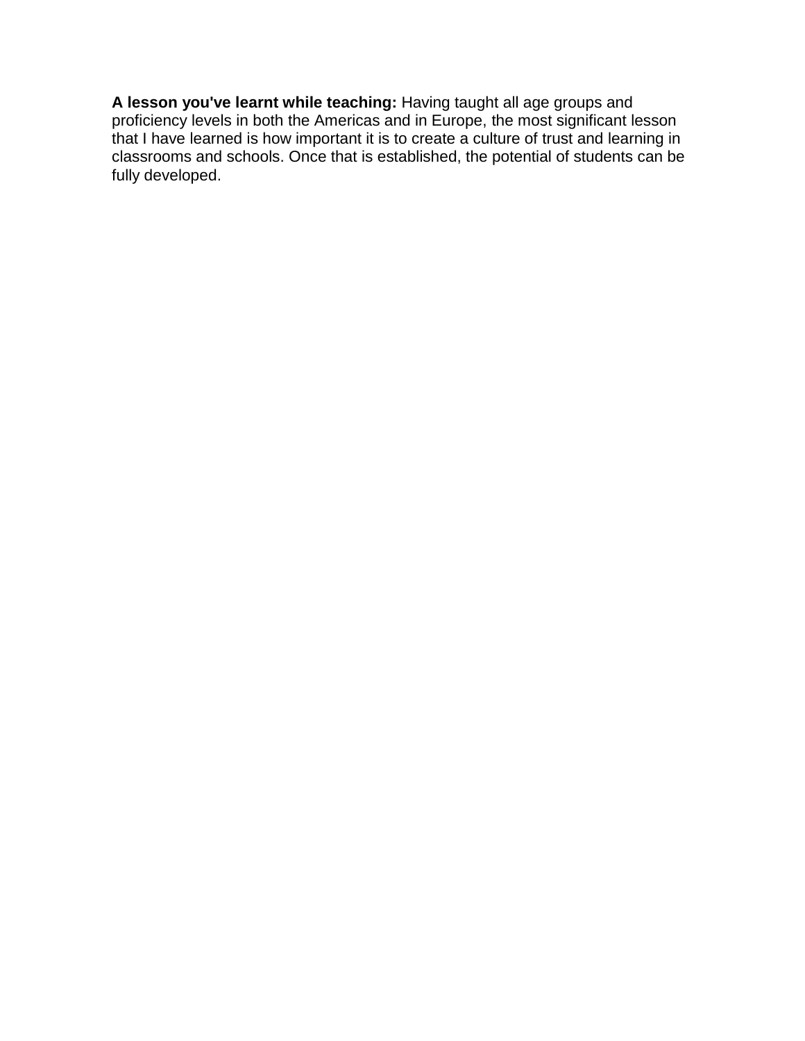**A lesson you've learnt while teaching:** Having taught all age groups and proficiency levels in both the Americas and in Europe, the most significant lesson that I have learned is how important it is to create a culture of trust and learning in classrooms and schools. Once that is established, the potential of students can be fully developed.